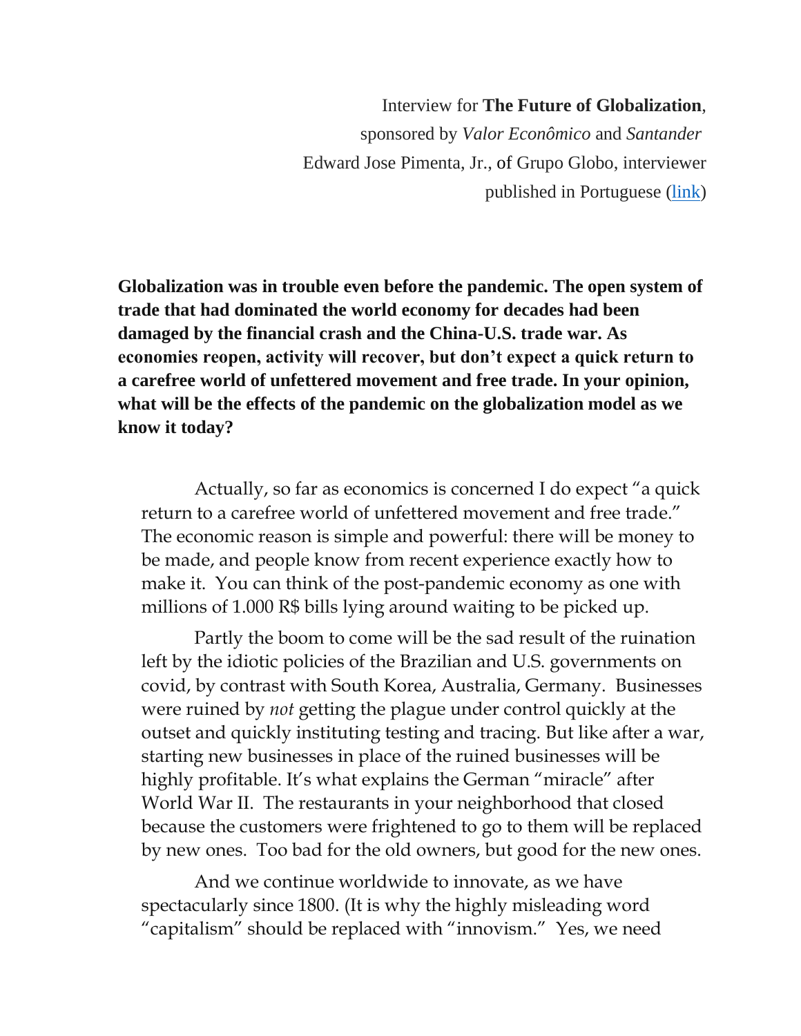Interview for **The Future of Globalization**,
sponsored by *Valor Econômico* and *Santander*
Edward Jose Pimenta, Jr., of Grupo Globo, interviewer
published in Portuguese ([link](#))

**Globalization was in trouble even before the pandemic. The open system of trade that had dominated the world economy for decades had been damaged by the financial crash and the China-U.S. trade war. As economies reopen, activity will recover, but don't expect a quick return to a carefree world of unfettered movement and free trade. In your opinion, what will be the effects of the pandemic on the globalization model as we know it today?**

Actually, so far as economics is concerned I do expect "a quick return to a carefree world of unfettered movement and free trade." The economic reason is simple and powerful: there will be money to be made, and people know from recent experience exactly how to make it. You can think of the post-pandemic economy as one with millions of 1.000 R$ bills lying around waiting to be picked up.

Partly the boom to come will be the sad result of the ruination left by the idiotic policies of the Brazilian and U.S. governments on covid, by contrast with South Korea, Australia, Germany. Businesses were ruined by *not* getting the plague under control quickly at the outset and quickly instituting testing and tracing. But like after a war, starting new businesses in place of the ruined businesses will be highly profitable. It's what explains the German "miracle" after World War II. The restaurants in your neighborhood that closed because the customers were frightened to go to them will be replaced by new ones. Too bad for the old owners, but good for the new ones.

And we continue worldwide to innovate, as we have spectacularly since 1800. (It is why the highly misleading word "capitalism" should be replaced with "innovism." Yes, we need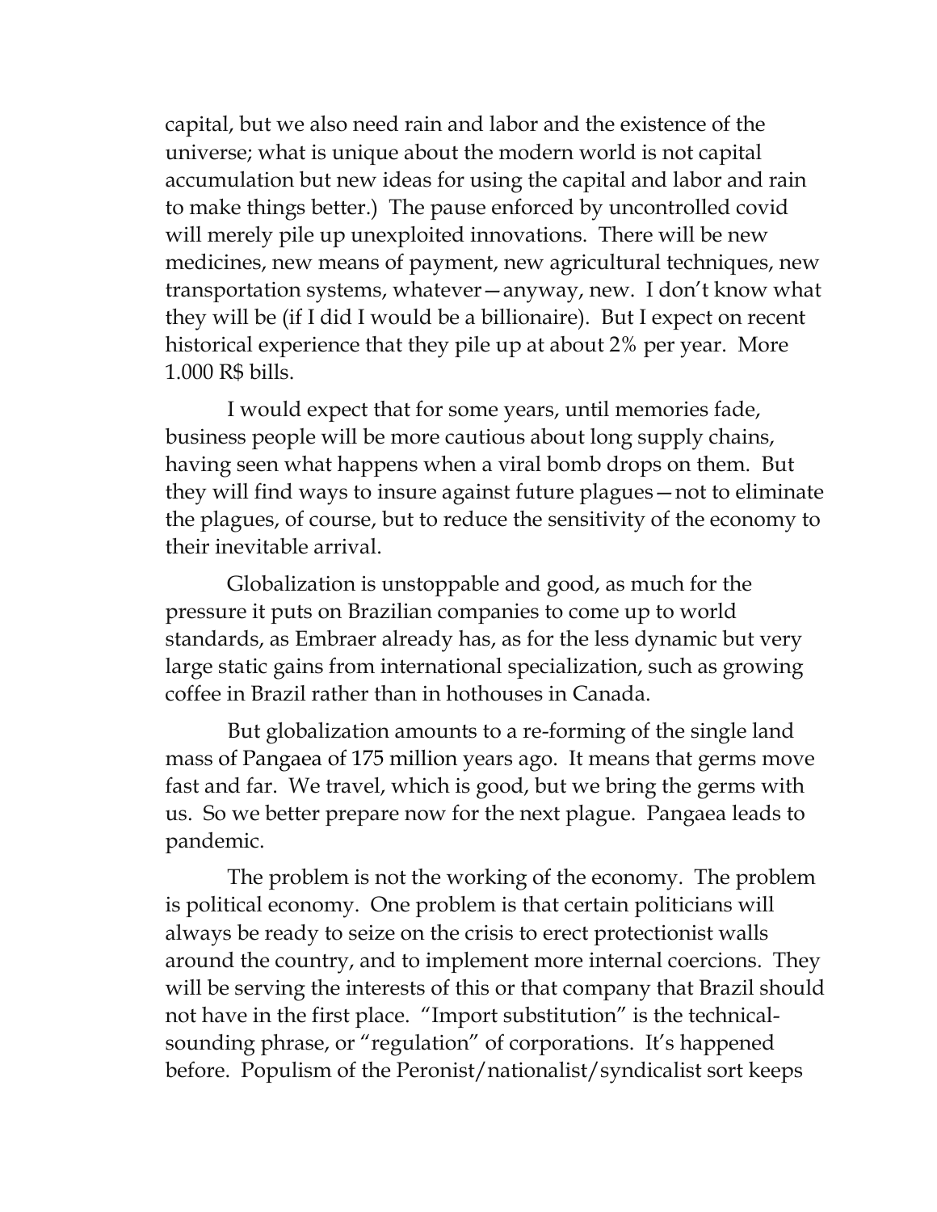capital, but we also need rain and labor and the existence of the universe; what is unique about the modern world is not capital accumulation but new ideas for using the capital and labor and rain to make things better.) The pause enforced by uncontrolled covid will merely pile up unexploited innovations. There will be new medicines, new means of payment, new agricultural techniques, new transportation systems, whatever—anyway, new. I don't know what they will be (if I did I would be a billionaire). But I expect on recent historical experience that they pile up at about 2% per year. More 1.000 R$ bills.

I would expect that for some years, until memories fade, business people will be more cautious about long supply chains, having seen what happens when a viral bomb drops on them. But they will find ways to insure against future plagues—not to eliminate the plagues, of course, but to reduce the sensitivity of the economy to their inevitable arrival.

Globalization is unstoppable and good, as much for the pressure it puts on Brazilian companies to come up to world standards, as Embraer already has, as for the less dynamic but very large static gains from international specialization, such as growing coffee in Brazil rather than in hothouses in Canada.

But globalization amounts to a re-forming of the single land mass of Pangaea of 175 million years ago. It means that germs move fast and far. We travel, which is good, but we bring the germs with us. So we better prepare now for the next plague. Pangaea leads to pandemic.

The problem is not the working of the economy. The problem is political economy. One problem is that certain politicians will always be ready to seize on the crisis to erect protectionist walls around the country, and to implement more internal coercions. They will be serving the interests of this or that company that Brazil should not have in the first place. "Import substitution" is the technical-sounding phrase, or "regulation" of corporations. It's happened before. Populism of the Peronist/nationalist/syndicalist sort keeps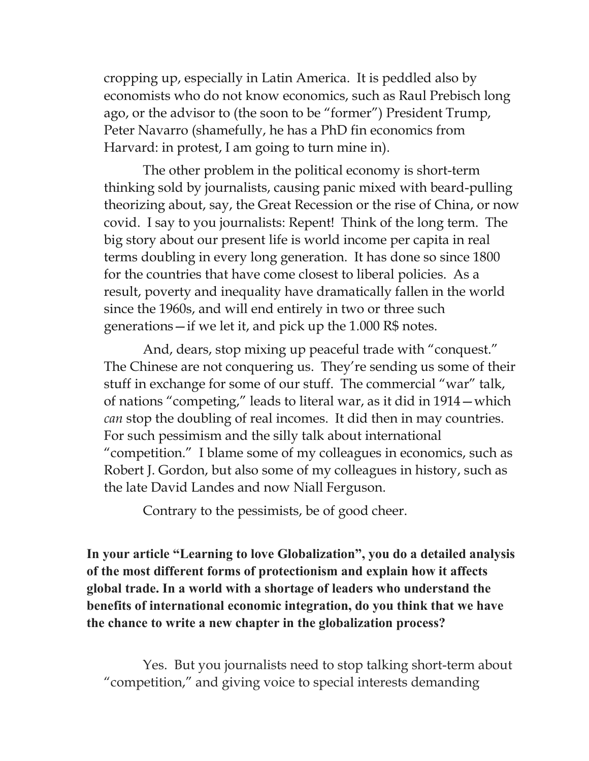cropping up, especially in Latin America. It is peddled also by economists who do not know economics, such as Raul Prebisch long ago, or the advisor to (the soon to be "former") President Trump, Peter Navarro (shamefully, he has a PhD fin economics from Harvard: in protest, I am going to turn mine in).

The other problem in the political economy is short-term thinking sold by journalists, causing panic mixed with beard-pulling theorizing about, say, the Great Recession or the rise of China, or now covid. I say to you journalists: Repent! Think of the long term. The big story about our present life is world income per capita in real terms doubling in every long generation. It has done so since 1800 for the countries that have come closest to liberal policies. As a result, poverty and inequality have dramatically fallen in the world since the 1960s, and will end entirely in two or three such generations—if we let it, and pick up the 1.000 R$ notes.

And, dears, stop mixing up peaceful trade with "conquest." The Chinese are not conquering us. They're sending us some of their stuff in exchange for some of our stuff. The commercial "war" talk, of nations "competing," leads to literal war, as it did in 1914—which *can* stop the doubling of real incomes. It did then in may countries. For such pessimism and the silly talk about international "competition." I blame some of my colleagues in economics, such as Robert J. Gordon, but also some of my colleagues in history, such as the late David Landes and now Niall Ferguson.

Contrary to the pessimists, be of good cheer.

**In your article "Learning to love Globalization", you do a detailed analysis of the most different forms of protectionism and explain how it affects global trade. In a world with a shortage of leaders who understand the benefits of international economic integration, do you think that we have the chance to write a new chapter in the globalization process?**

Yes. But you journalists need to stop talking short-term about "competition," and giving voice to special interests demanding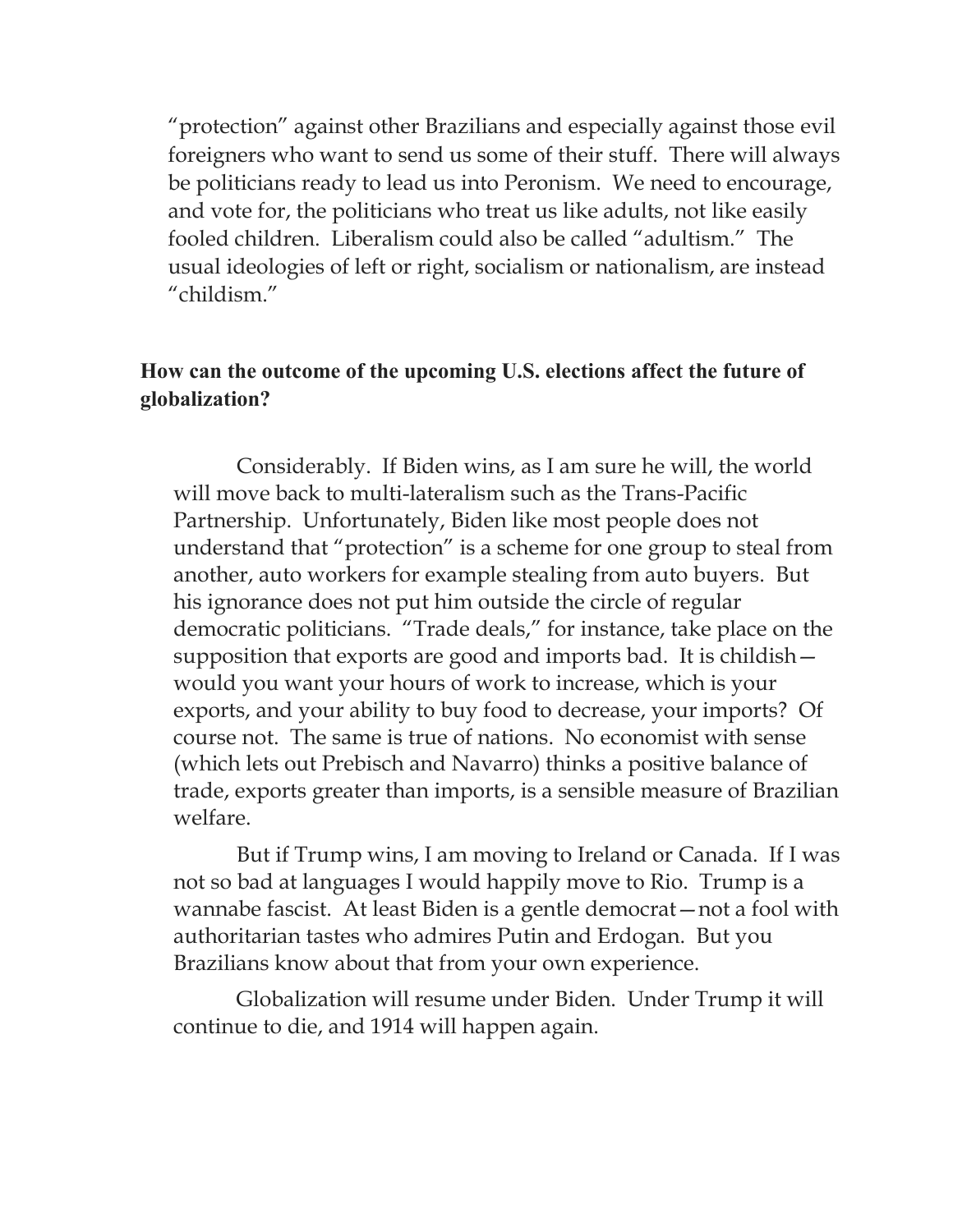"protection" against other Brazilians and especially against those evil foreigners who want to send us some of their stuff. There will always be politicians ready to lead us into Peronism. We need to encourage, and vote for, the politicians who treat us like adults, not like easily fooled children. Liberalism could also be called "adultism." The usual ideologies of left or right, socialism or nationalism, are instead "childism."

**How can the outcome of the upcoming U.S. elections affect the future of globalization?**

Considerably. If Biden wins, as I am sure he will, the world will move back to multi-lateralism such as the Trans-Pacific Partnership. Unfortunately, Biden like most people does not understand that "protection" is a scheme for one group to steal from another, auto workers for example stealing from auto buyers. But his ignorance does not put him outside the circle of regular democratic politicians. "Trade deals," for instance, take place on the supposition that exports are good and imports bad. It is childish—would you want your hours of work to increase, which is your exports, and your ability to buy food to decrease, your imports? Of course not. The same is true of nations. No economist with sense (which lets out Prebisch and Navarro) thinks a positive balance of trade, exports greater than imports, is a sensible measure of Brazilian welfare.

But if Trump wins, I am moving to Ireland or Canada. If I was not so bad at languages I would happily move to Rio. Trump is a wannabe fascist. At least Biden is a gentle democrat—not a fool with authoritarian tastes who admires Putin and Erdogan. But you Brazilians know about that from your own experience.

Globalization will resume under Biden. Under Trump it will continue to die, and 1914 will happen again.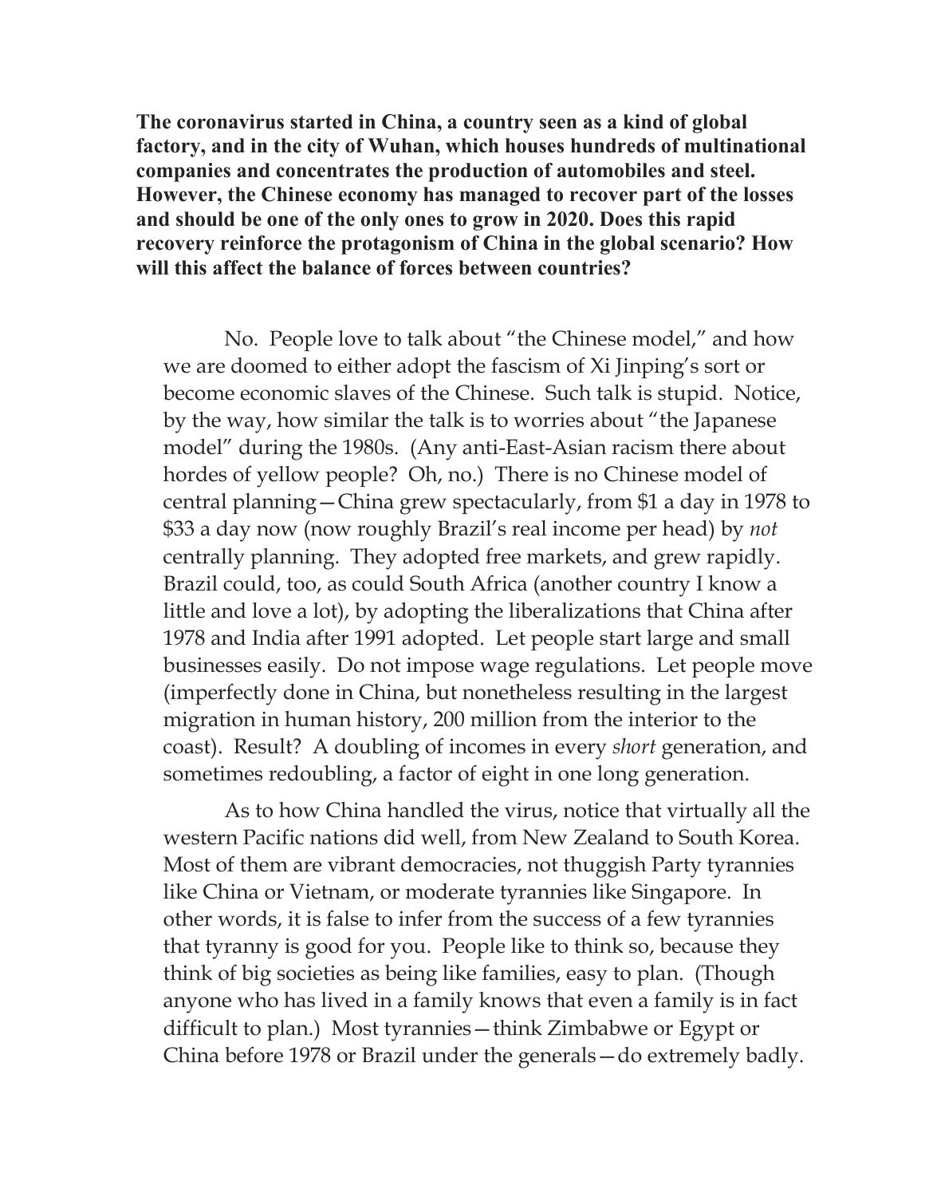**The coronavirus started in China, a country seen as a kind of global factory, and in the city of Wuhan, which houses hundreds of multinational companies and concentrates the production of automobiles and steel. However, the Chinese economy has managed to recover part of the losses and should be one of the only ones to grow in 2020. Does this rapid recovery reinforce the protagonism of China in the global scenario? How will this affect the balance of forces between countries?**

No. People love to talk about "the Chinese model," and how we are doomed to either adopt the fascism of Xi Jinping's sort or become economic slaves of the Chinese. Such talk is stupid. Notice, by the way, how similar the talk is to worries about "the Japanese model" during the 1980s. (Any anti-East-Asian racism there about hordes of yellow people? Oh, no.) There is no Chinese model of central planning—China grew spectacularly, from $1 a day in 1978 to $33 a day now (now roughly Brazil's real income per head) by *not* centrally planning. They adopted free markets, and grew rapidly. Brazil could, too, as could South Africa (another country I know a little and love a lot), by adopting the liberalizations that China after 1978 and India after 1991 adopted. Let people start large and small businesses easily. Do not impose wage regulations. Let people move (imperfectly done in China, but nonetheless resulting in the largest migration in human history, 200 million from the interior to the coast). Result? A doubling of incomes in every *short* generation, and sometimes redoubling, a factor of eight in one long generation.

As to how China handled the virus, notice that virtually all the western Pacific nations did well, from New Zealand to South Korea. Most of them are vibrant democracies, not thuggish Party tyrannies like China or Vietnam, or moderate tyrannies like Singapore. In other words, it is false to infer from the success of a few tyrannies that tyranny is good for you. People like to think so, because they think of big societies as being like families, easy to plan. (Though anyone who has lived in a family knows that even a family is in fact difficult to plan.) Most tyrannies—think Zimbabwe or Egypt or China before 1978 or Brazil under the generals—do extremely badly.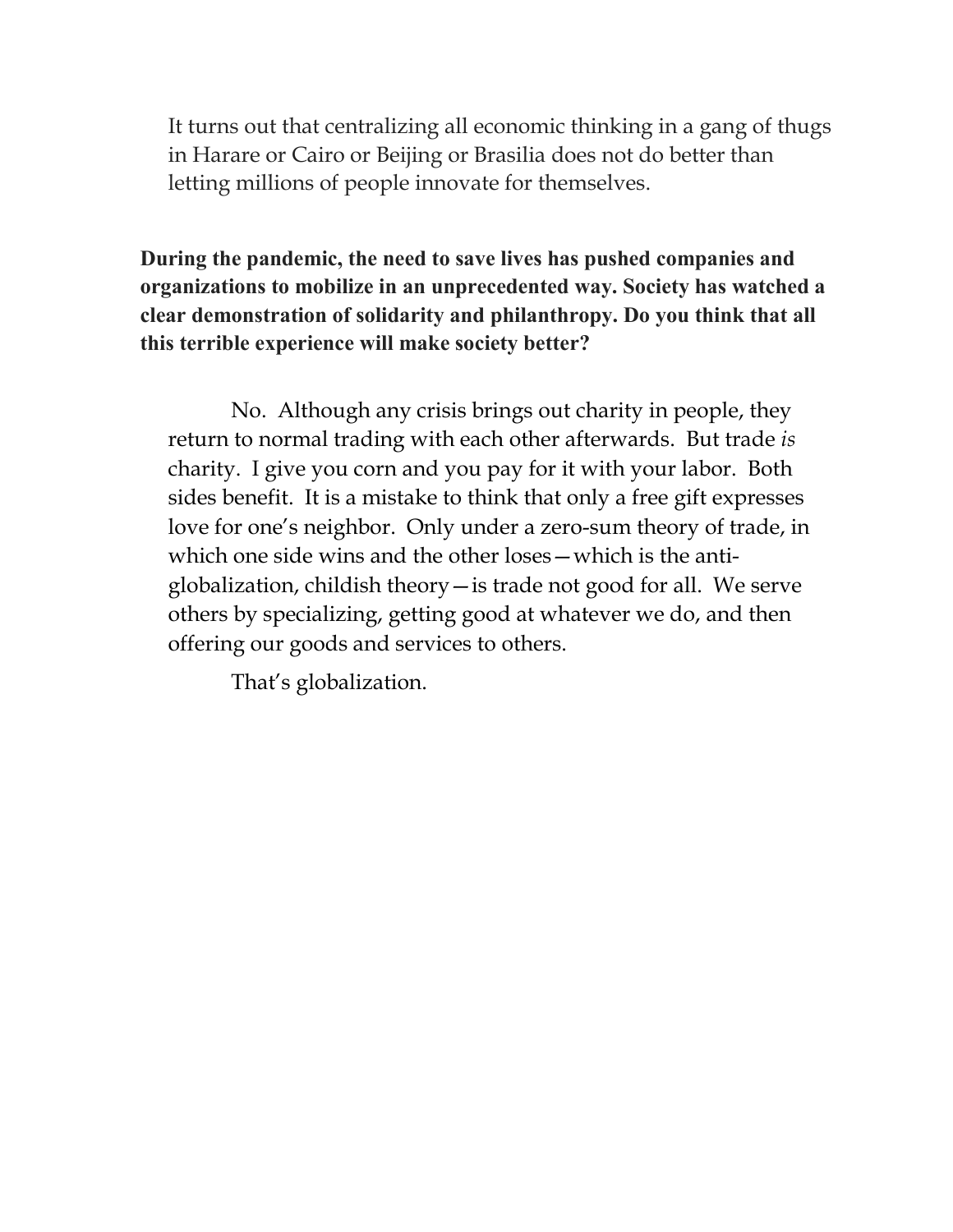It turns out that centralizing all economic thinking in a gang of thugs in Harare or Cairo or Beijing or Brasilia does not do better than letting millions of people innovate for themselves.

**During the pandemic, the need to save lives has pushed companies and organizations to mobilize in an unprecedented way. Society has watched a clear demonstration of solidarity and philanthropy. Do you think that all this terrible experience will make society better?**

No. Although any crisis brings out charity in people, they return to normal trading with each other afterwards. But trade *is* charity. I give you corn and you pay for it with your labor. Both sides benefit. It is a mistake to think that only a free gift expresses love for one's neighbor. Only under a zero-sum theory of trade, in which one side wins and the other loses—which is the anti-globalization, childish theory—is trade not good for all. We serve others by specializing, getting good at whatever we do, and then offering our goods and services to others.

That's globalization.